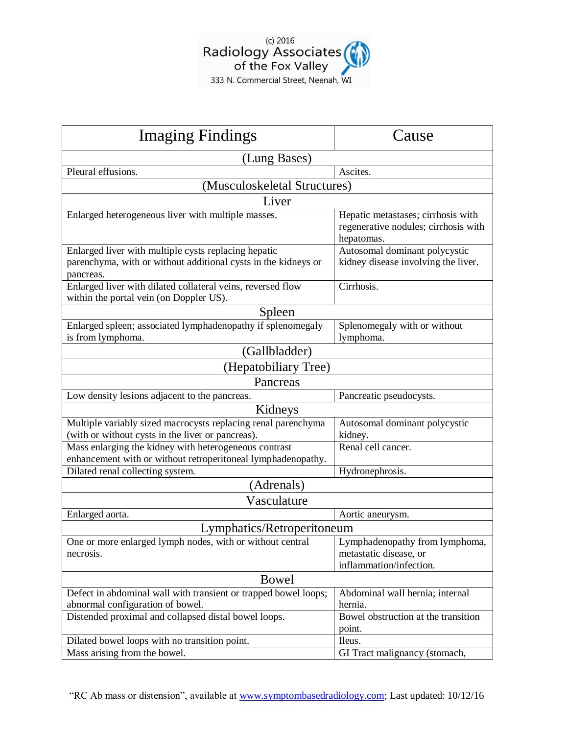(c) 2016
Radiology Associates
of the Fox Valley
333 N. Commercial Street, Neenah, WI

| Imaging Findings | Cause |
|---|---|
| (Lung Bases) | |
| Pleural effusions. | Ascites. |
| (Musculoskeletal Structures) | |
| Liver | |
| Enlarged heterogeneous liver with multiple masses. | Hepatic metastases; cirrhosis with regenerative nodules; cirrhosis with hepatomas. |
| Enlarged liver with multiple cysts replacing hepatic parenchyma, with or without additional cysts in the kidneys or pancreas. | Autosomal dominant polycystic kidney disease involving the liver. |
| Enlarged liver with dilated collateral veins, reversed flow within the portal vein (on Doppler US). | Cirrhosis. |
| Spleen | |
| Enlarged spleen; associated lymphadenopathy if splenomegaly is from lymphoma. | Splenomegaly with or without lymphoma. |
| (Gallbladder) | |
| (Hepatobiliary Tree) | |
| Pancreas | |
| Low density lesions adjacent to the pancreas. | Pancreatic pseudocysts. |
| Kidneys | |
| Multiple variably sized macrocysts replacing renal parenchyma (with or without cysts in the liver or pancreas). | Autosomal dominant polycystic kidney. |
| Mass enlarging the kidney with heterogeneous contrast enhancement with or without retroperitoneal lymphadenopathy. | Renal cell cancer. |
| Dilated renal collecting system. | Hydronephrosis. |
| (Adrenals) | |
| Vasculature | |
| Enlarged aorta. | Aortic aneurysm. |
| Lymphatics/Retroperitoneum | |
| One or more enlarged lymph nodes, with or without central necrosis. | Lymphadenopathy from lymphoma, metastatic disease, or inflammation/infection. |
| Bowel | |
| Defect in abdominal wall with transient or trapped bowel loops; abnormal configuration of bowel. | Abdominal wall hernia; internal hernia. |
| Distended proximal and collapsed distal bowel loops. | Bowel obstruction at the transition point. |
| Dilated bowel loops with no transition point. | Ileus. |
| Mass arising from the bowel. | GI Tract malignancy (stomach, |

"RC Ab mass or distension", available at [www.symptombasedradiology.com](http://www.symptombasedradiology.com); Last updated: 10/12/16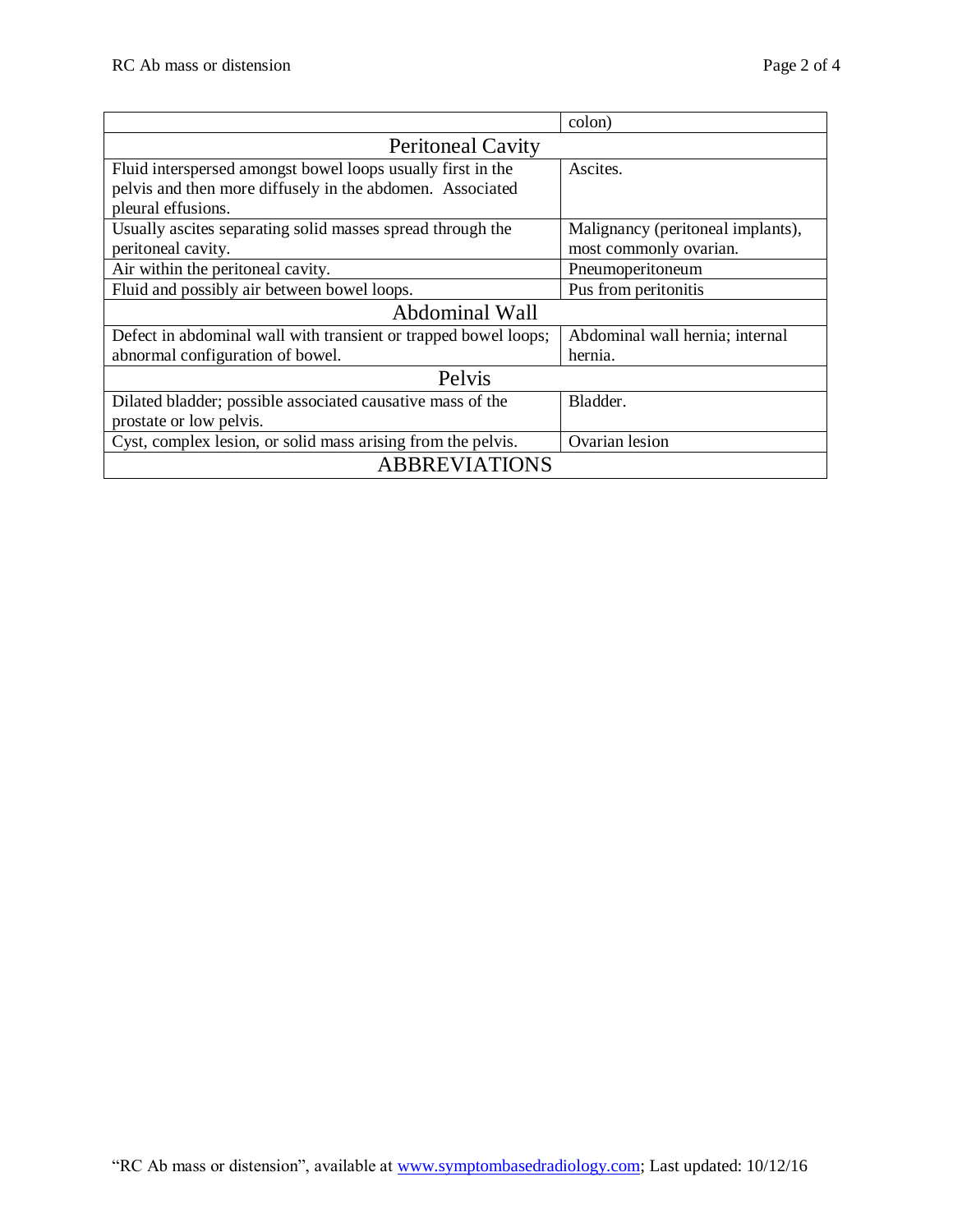| | |
|---|---|
| | colon) |
| **Peritoneal Cavity** | |
| Fluid interspersed amongst bowel loops usually first in the pelvis and then more diffusely in the abdomen. Associated pleural effusions. | Ascites. |
| Usually ascites separating solid masses spread through the peritoneal cavity. | Malignancy (peritoneal implants), most commonly ovarian. |
| Air within the peritoneal cavity. | Pneumoperitoneum |
| Fluid and possibly air between bowel loops. | Pus from peritonitis |
| **Abdominal Wall** | |
| Defect in abdominal wall with transient or trapped bowel loops; abnormal configuration of bowel. | Abdominal wall hernia; internal hernia. |
| **Pelvis** | |
| Dilated bladder; possible associated causative mass of the prostate or low pelvis. | Bladder. |
| Cyst, complex lesion, or solid mass arising from the pelvis. | Ovarian lesion |
| **ABBREVIATIONS** | |

"RC Ab mass or distension", available at [www.symptombasedradiology.com](http://www.symptombasedradiology.com); Last updated: 10/12/16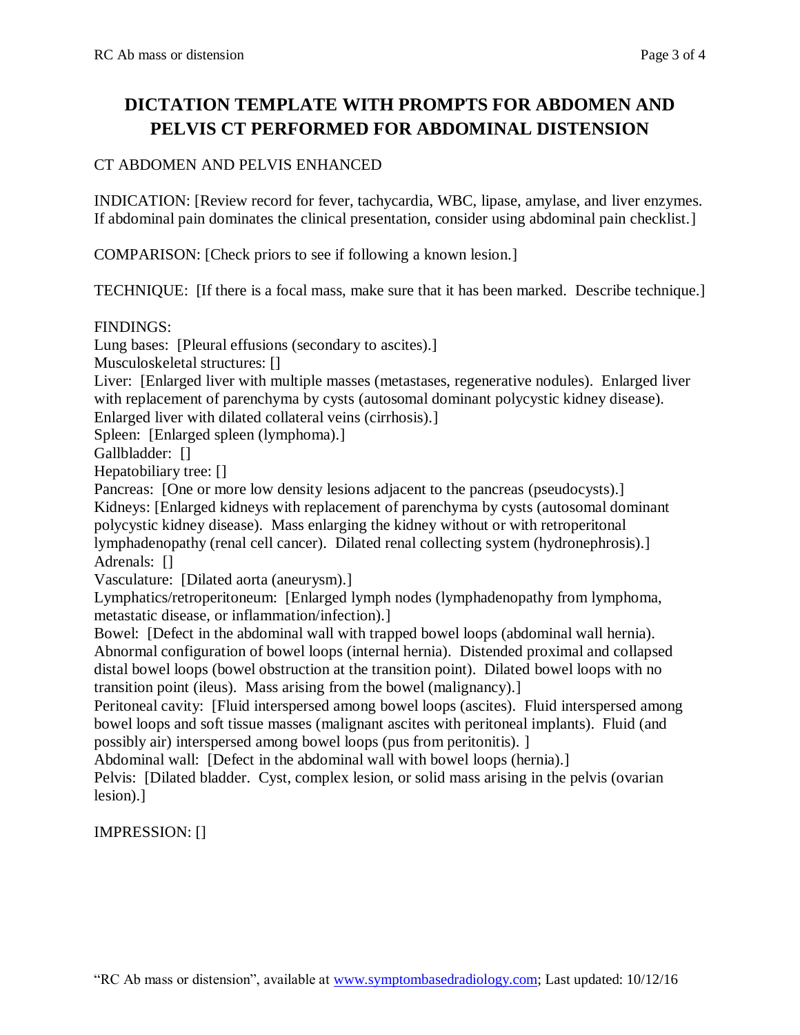# DICTATION TEMPLATE WITH PROMPTS FOR ABDOMEN AND PELVIS CT PERFORMED FOR ABDOMINAL DISTENSION

CT ABDOMEN AND PELVIS ENHANCED

INDICATION: [Review record for fever, tachycardia, WBC, lipase, amylase, and liver enzymes. If abdominal pain dominates the clinical presentation, consider using abdominal pain checklist.]

COMPARISON: [Check priors to see if following a known lesion.]

TECHNIQUE: [If there is a focal mass, make sure that it has been marked. Describe technique.]

FINDINGS:
Lung bases: [Pleural effusions (secondary to ascites).]
Musculoskeletal structures: []
Liver: [Enlarged liver with multiple masses (metastases, regenerative nodules). Enlarged liver with replacement of parenchyma by cysts (autosomal dominant polycystic kidney disease). Enlarged liver with dilated collateral veins (cirrhosis).]
Spleen: [Enlarged spleen (lymphoma).]
Gallbladder: []
Hepatobiliary tree: []
Pancreas: [One or more low density lesions adjacent to the pancreas (pseudocysts).]
Kidneys: [Enlarged kidneys with replacement of parenchyma by cysts (autosomal dominant polycystic kidney disease). Mass enlarging the kidney without or with retroperitonal lymphadenopathy (renal cell cancer). Dilated renal collecting system (hydronephrosis).]
Adrenals: []
Vasculature: [Dilated aorta (aneurysm).]
Lymphatics/retroperitoneum: [Enlarged lymph nodes (lymphadenopathy from lymphoma, metastatic disease, or inflammation/infection).]
Bowel: [Defect in the abdominal wall with trapped bowel loops (abdominal wall hernia). Abnormal configuration of bowel loops (internal hernia). Distended proximal and collapsed distal bowel loops (bowel obstruction at the transition point). Dilated bowel loops with no transition point (ileus). Mass arising from the bowel (malignancy).]
Peritoneal cavity: [Fluid interspersed among bowel loops (ascites). Fluid interspersed among bowel loops and soft tissue masses (malignant ascites with peritoneal implants). Fluid (and possibly air) interspersed among bowel loops (pus from peritonitis). ]
Abdominal wall: [Defect in the abdominal wall with bowel loops (hernia).]
Pelvis: [Dilated bladder. Cyst, complex lesion, or solid mass arising in the pelvis (ovarian lesion).]

IMPRESSION: []

"RC Ab mass or distension", available at www.symptombasedradiology.com; Last updated: 10/12/16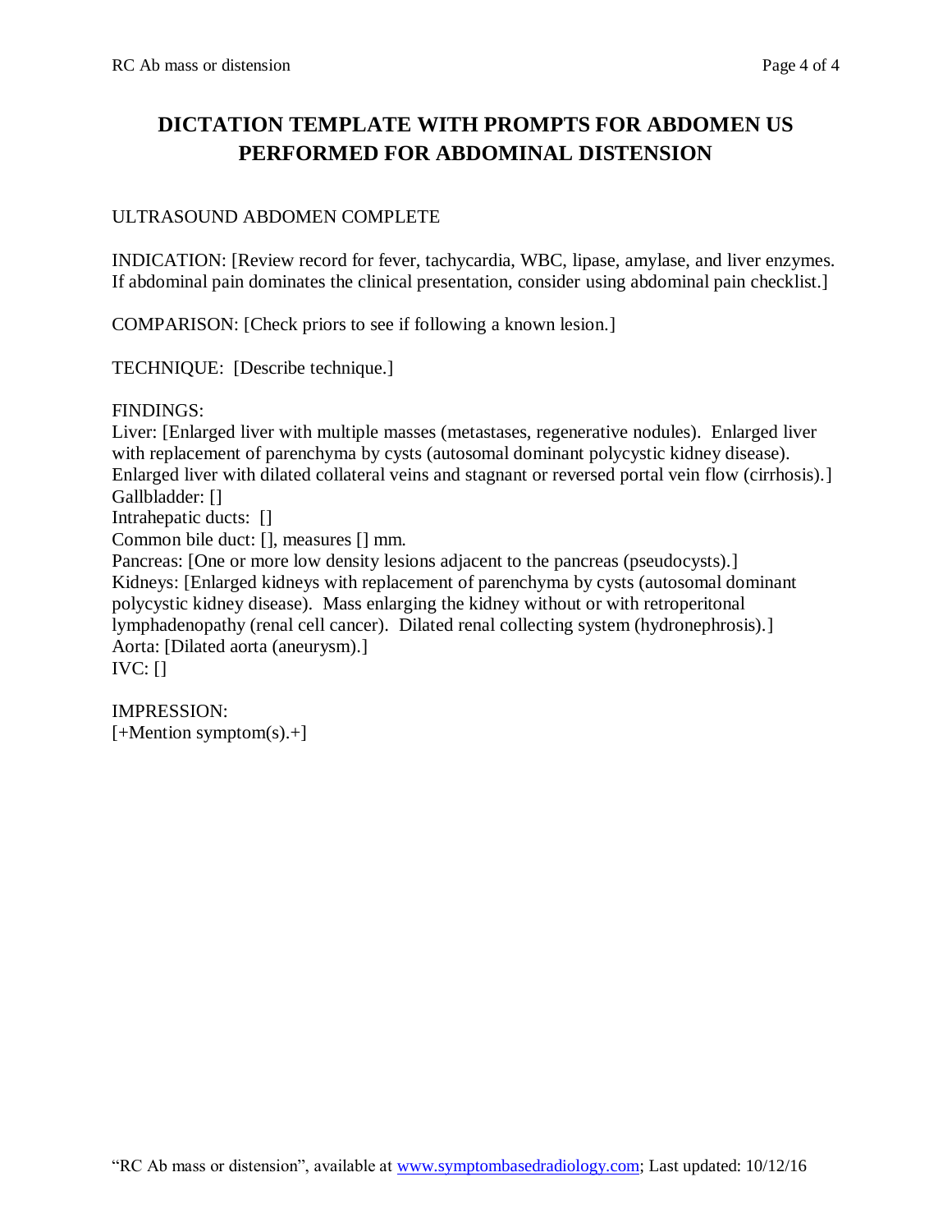# DICTATION TEMPLATE WITH PROMPTS FOR ABDOMEN US PERFORMED FOR ABDOMINAL DISTENSION

ULTRASOUND ABDOMEN COMPLETE

INDICATION: [Review record for fever, tachycardia, WBC, lipase, amylase, and liver enzymes. If abdominal pain dominates the clinical presentation, consider using abdominal pain checklist.]

COMPARISON: [Check priors to see if following a known lesion.]

TECHNIQUE: [Describe technique.]

FINDINGS:
Liver: [Enlarged liver with multiple masses (metastases, regenerative nodules). Enlarged liver with replacement of parenchyma by cysts (autosomal dominant polycystic kidney disease). Enlarged liver with dilated collateral veins and stagnant or reversed portal vein flow (cirrhosis).]
Gallbladder: []
Intrahepatic ducts: []
Common bile duct: [], measures [] mm.
Pancreas: [One or more low density lesions adjacent to the pancreas (pseudocysts).]
Kidneys: [Enlarged kidneys with replacement of parenchyma by cysts (autosomal dominant polycystic kidney disease). Mass enlarging the kidney without or with retroperitonal lymphadenopathy (renal cell cancer). Dilated renal collecting system (hydronephrosis).]
Aorta: [Dilated aorta (aneurysm).]
IVC: []

IMPRESSION:
[+Mention symptom(s).+]

"RC Ab mass or distension", available at www.symptombasedradiology.com; Last updated: 10/12/16